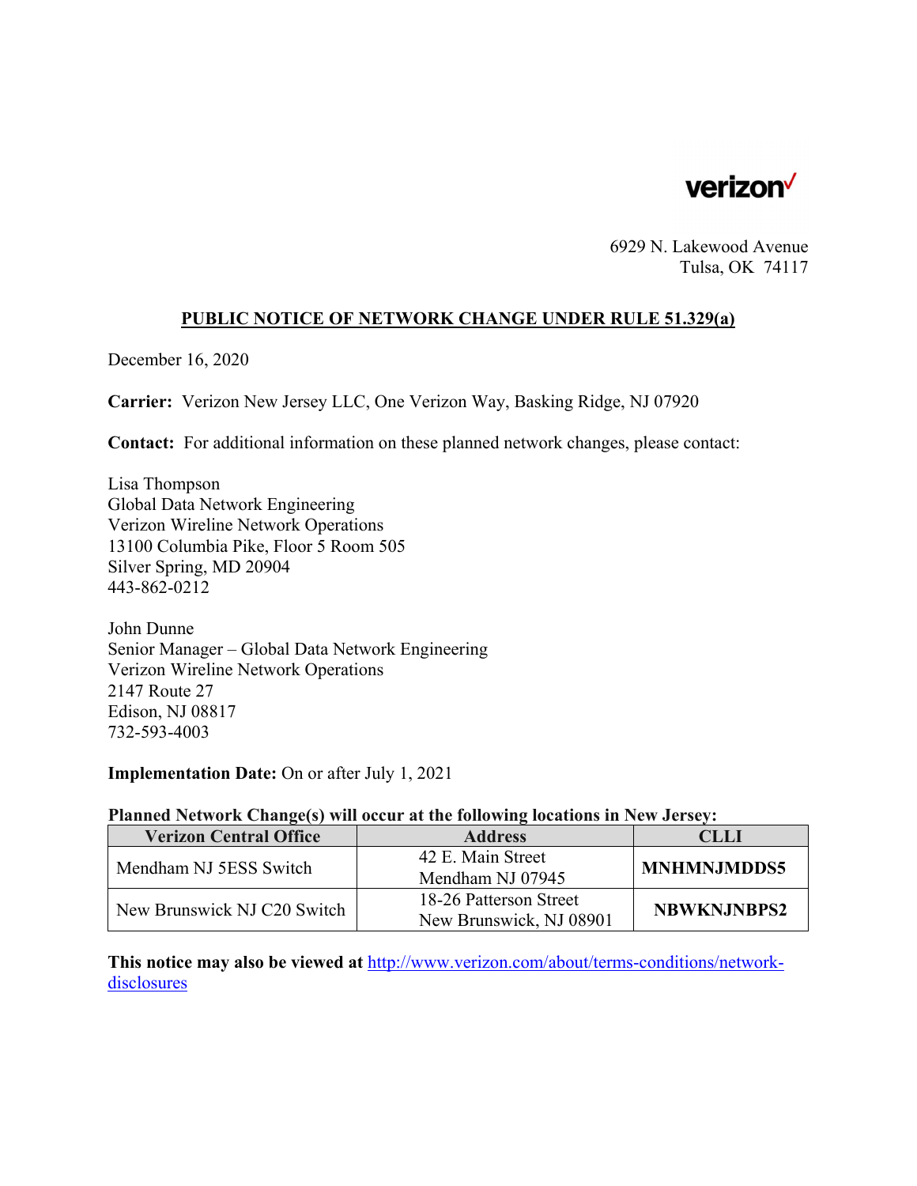verizon

6929 N. Lakewood Avenue
Tulsa, OK 74117

## PUBLIC NOTICE OF NETWORK CHANGE UNDER RULE 51.329(a)

December 16, 2020

**Carrier:** Verizon New Jersey LLC, One Verizon Way, Basking Ridge, NJ 07920

**Contact:** For additional information on these planned network changes, please contact:

Lisa Thompson
Global Data Network Engineering
Verizon Wireline Network Operations
13100 Columbia Pike, Floor 5 Room 505
Silver Spring, MD 20904
443-862-0212

John Dunne
Senior Manager – Global Data Network Engineering
Verizon Wireline Network Operations
2147 Route 27
Edison, NJ 08817
732-593-4003

**Implementation Date:** On or after July 1, 2021

**Planned Network Change(s) will occur at the following locations in New Jersey:**

| Verizon Central Office | Address | CLLI |
|---|---|---|
| Mendham NJ 5ESS Switch | 42 E. Main Street Mendham NJ 07945 | **MNHMNJMDDS5** |
| New Brunswick NJ C20 Switch | 18-26 Patterson Street New Brunswick, NJ 08901 | **NBWKNJNBPS2** |

**This notice may also be viewed at** http://www.verizon.com/about/terms-conditions/network-disclosures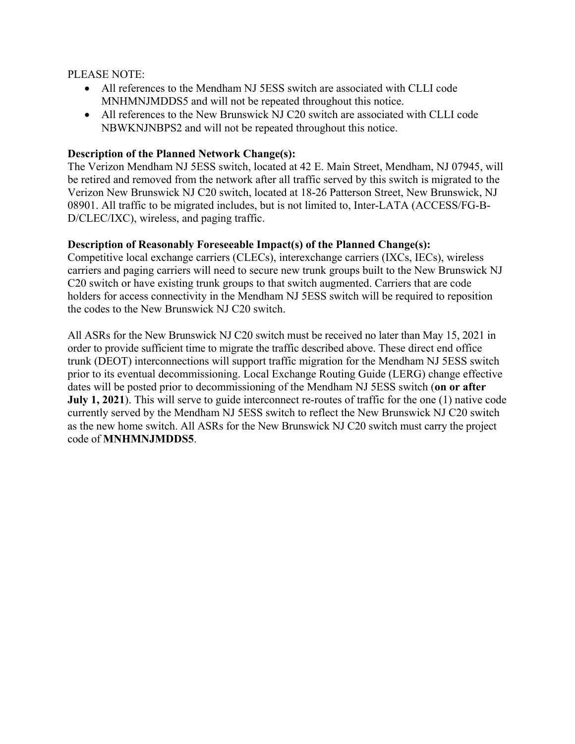PLEASE NOTE:

- All references to the Mendham NJ 5ESS switch are associated with CLLI code MNHMNJMDDS5 and will not be repeated throughout this notice.
- All references to the New Brunswick NJ C20 switch are associated with CLLI code NBWKNJNBPS2 and will not be repeated throughout this notice.

**Description of the Planned Network Change(s):**
The Verizon Mendham NJ 5ESS switch, located at 42 E. Main Street, Mendham, NJ 07945, will be retired and removed from the network after all traffic served by this switch is migrated to the Verizon New Brunswick NJ C20 switch, located at 18-26 Patterson Street, New Brunswick, NJ 08901. All traffic to be migrated includes, but is not limited to, Inter-LATA (ACCESS/FG-B-D/CLEC/IXC), wireless, and paging traffic.

**Description of Reasonably Foreseeable Impact(s) of the Planned Change(s):**
Competitive local exchange carriers (CLECs), interexchange carriers (IXCs, IECs), wireless carriers and paging carriers will need to secure new trunk groups built to the New Brunswick NJ C20 switch or have existing trunk groups to that switch augmented. Carriers that are code holders for access connectivity in the Mendham NJ 5ESS switch will be required to reposition the codes to the New Brunswick NJ C20 switch.

All ASRs for the New Brunswick NJ C20 switch must be received no later than May 15, 2021 in order to provide sufficient time to migrate the traffic described above. These direct end office trunk (DEOT) interconnections will support traffic migration for the Mendham NJ 5ESS switch prior to its eventual decommissioning. Local Exchange Routing Guide (LERG) change effective dates will be posted prior to decommissioning of the Mendham NJ 5ESS switch (**on or after July 1, 2021**). This will serve to guide interconnect re-routes of traffic for the one (1) native code currently served by the Mendham NJ 5ESS switch to reflect the New Brunswick NJ C20 switch as the new home switch. All ASRs for the New Brunswick NJ C20 switch must carry the project code of **MNHMNJMDDS5**.